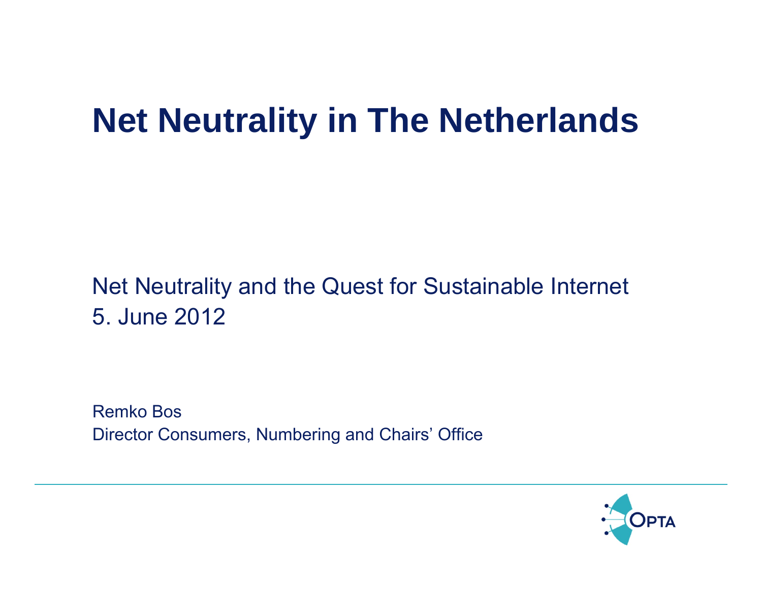# Net Neutrality in The Netherlands

Net Neutrality and the Quest for Sustainable Internet
5. June 2012

Remko Bos
Director Consumers, Numbering and Chairs' Office

OPTA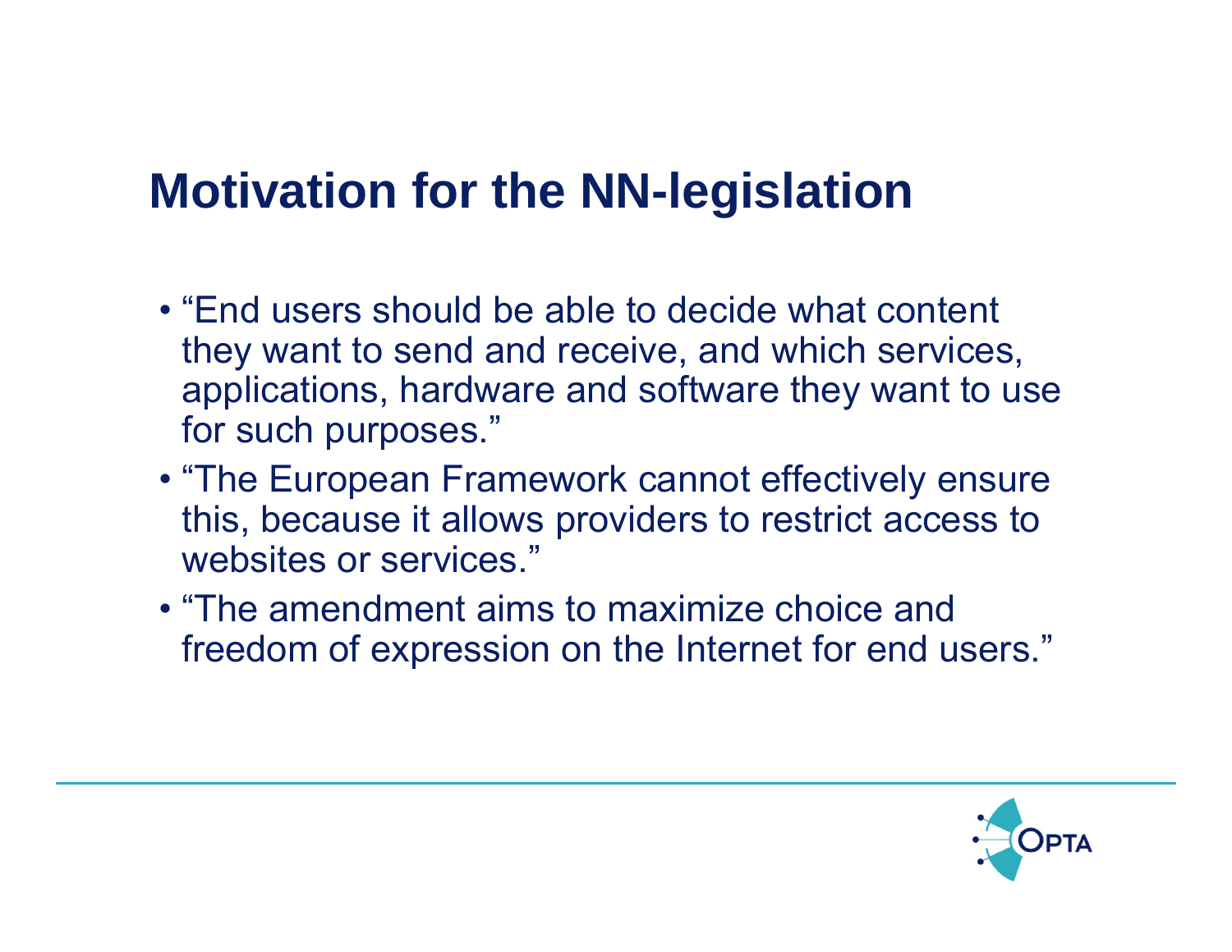# Motivation for the NN-legislation

- "End users should be able to decide what content they want to send and receive, and which services, applications, hardware and software they want to use for such purposes."
- "The European Framework cannot effectively ensure this, because it allows providers to restrict access to websites or services."
- "The amendment aims to maximize choice and freedom of expression on the Internet for end users."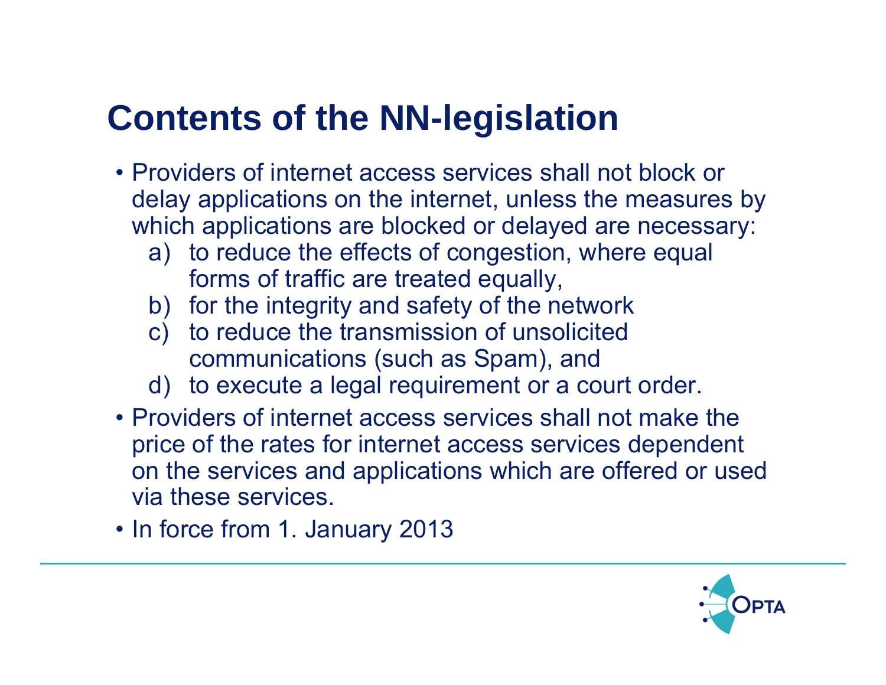# Contents of the NN-legislation

- Providers of internet access services shall not block or delay applications on the internet, unless the measures by which applications are blocked or delayed are necessary:
  a) to reduce the effects of congestion, where equal forms of traffic are treated equally,
  b) for the integrity and safety of the network
  c) to reduce the transmission of unsolicited communications (such as Spam), and
  d) to execute a legal requirement or a court order.
- Providers of internet access services shall not make the price of the rates for internet access services dependent on the services and applications which are offered or used via these services.
- In force from 1. January 2013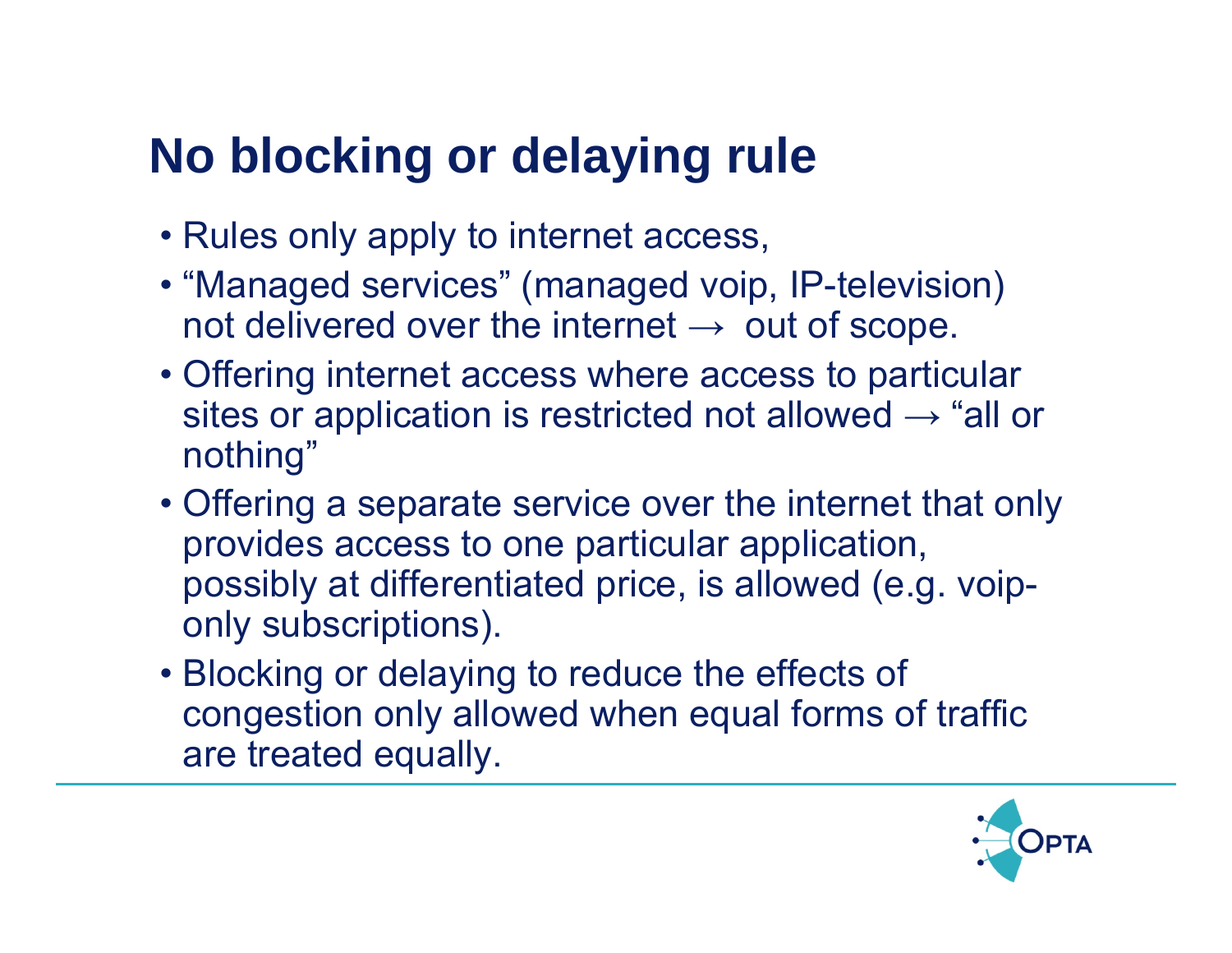# No blocking or delaying rule

- Rules only apply to internet access,
- “Managed services” (managed voip, IP-television) not delivered over the internet → out of scope.
- Offering internet access where access to particular sites or application is restricted not allowed → “all or nothing”
- Offering a separate service over the internet that only provides access to one particular application, possibly at differentiated price, is allowed (e.g. voip-only subscriptions).
- Blocking or delaying to reduce the effects of congestion only allowed when equal forms of traffic are treated equally.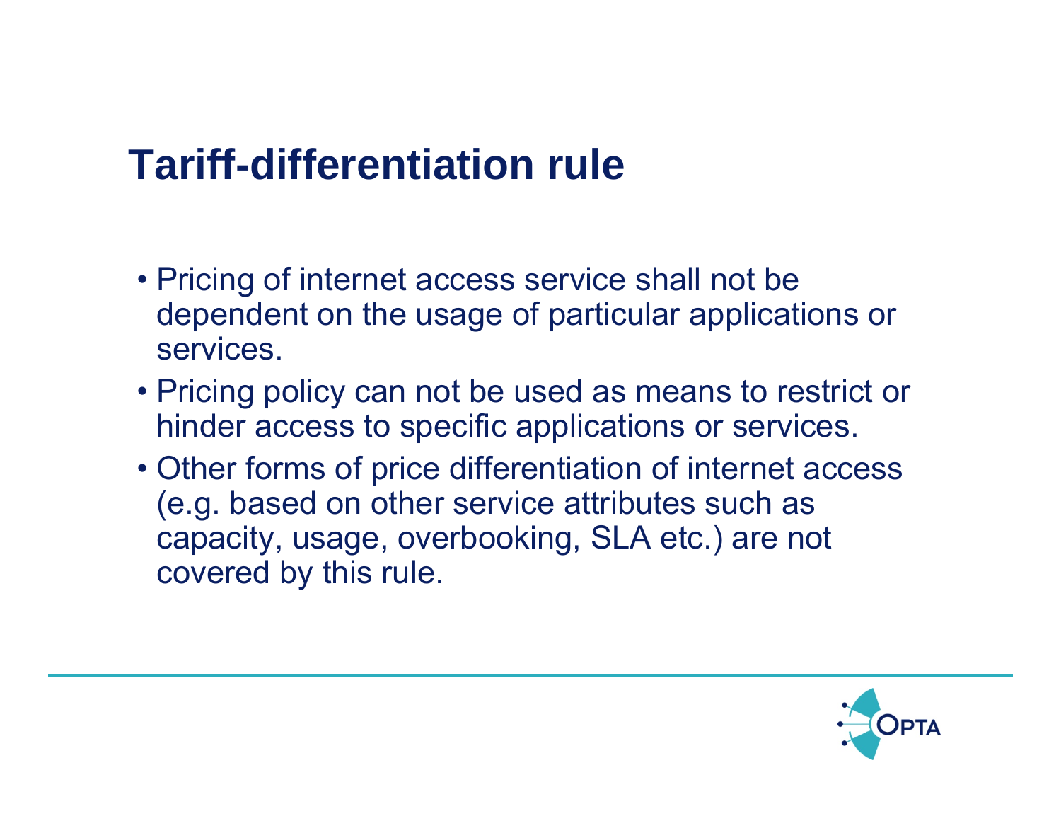# Tariff-differentiation rule

- Pricing of internet access service shall not be dependent on the usage of particular applications or services.
- Pricing policy can not be used as means to restrict or hinder access to specific applications or services.
- Other forms of price differentiation of internet access (e.g. based on other service attributes such as capacity, usage, overbooking, SLA etc.) are not covered by this rule.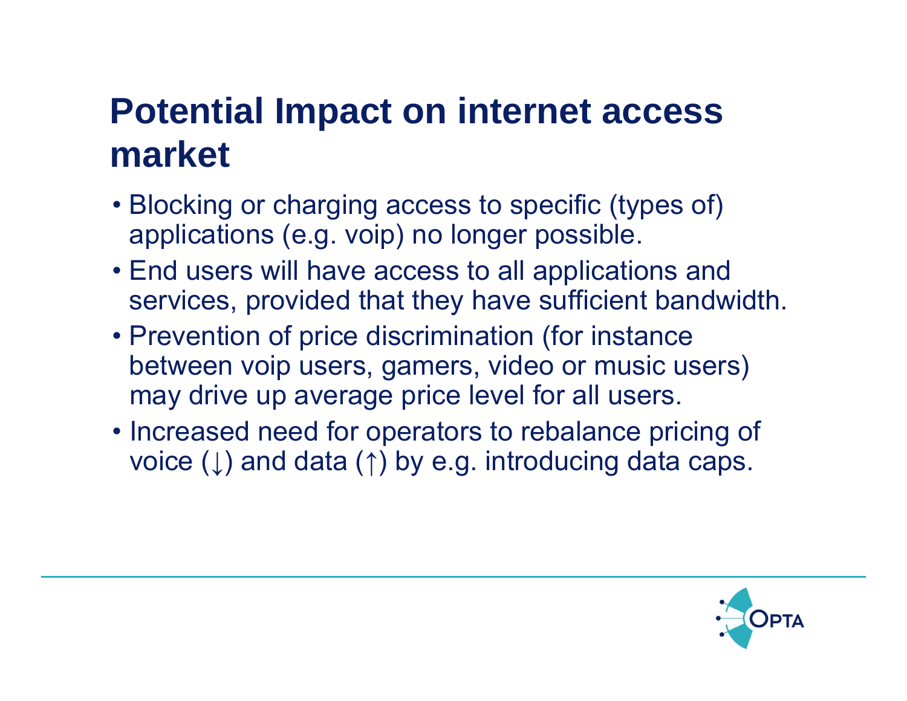# Potential Impact on internet access market

- Blocking or charging access to specific (types of) applications (e.g. voip) no longer possible.
- End users will have access to all applications and services, provided that they have sufficient bandwidth.
- Prevention of price discrimination (for instance between voip users, gamers, video or music users) may drive up average price level for all users.
- Increased need for operators to rebalance pricing of voice (↓) and data (↑) by e.g. introducing data caps.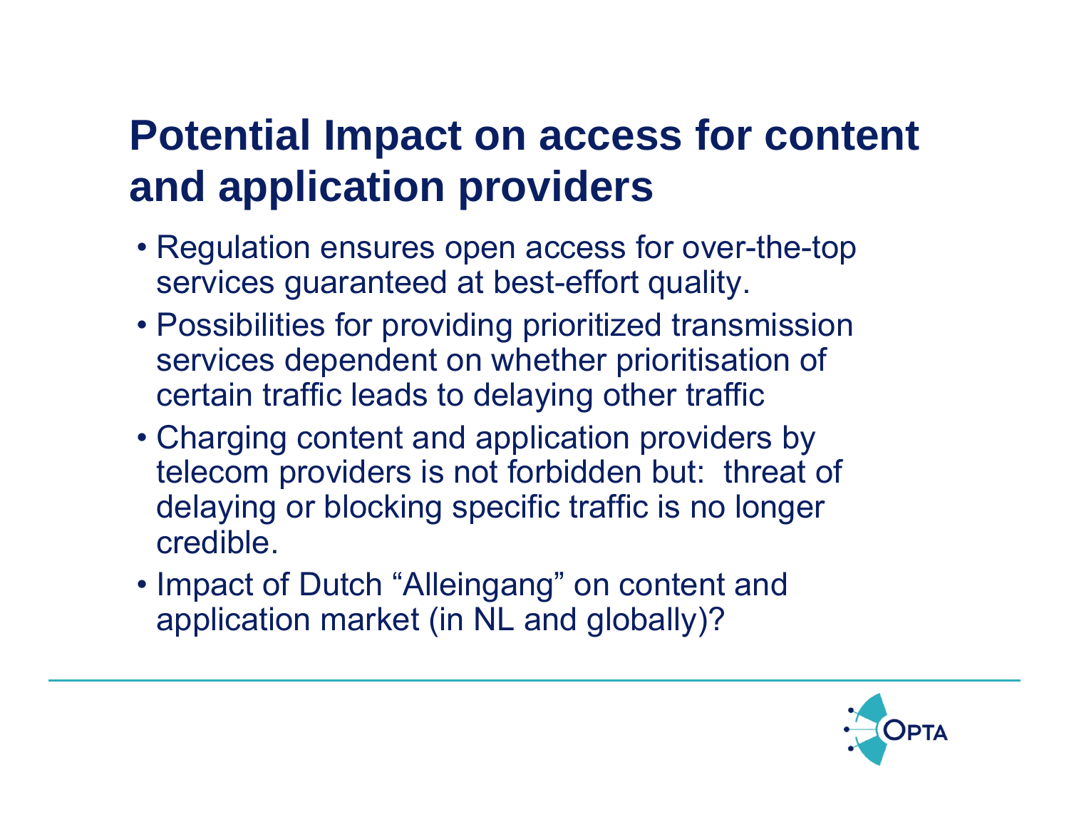# Potential Impact on access for content and application providers

- Regulation ensures open access for over-the-top services guaranteed at best-effort quality.
- Possibilities for providing prioritized transmission services dependent on whether prioritisation of certain traffic leads to delaying other traffic
- Charging content and application providers by telecom providers is not forbidden but: threat of delaying or blocking specific traffic is no longer credible.
- Impact of Dutch “Alleingang” on content and application market (in NL and globally)?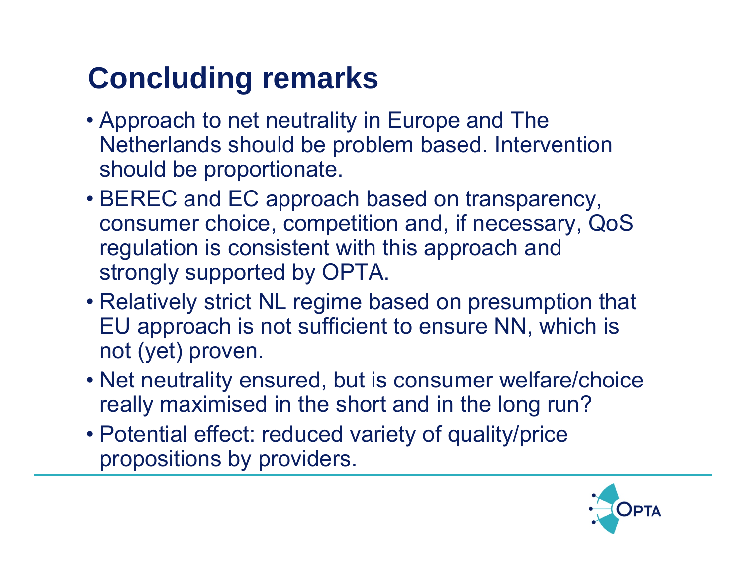# Concluding remarks

- Approach to net neutrality in Europe and The Netherlands should be problem based. Intervention should be proportionate.
- BEREC and EC approach based on transparency, consumer choice, competition and, if necessary, QoS regulation is consistent with this approach and strongly supported by OPTA.
- Relatively strict NL regime based on presumption that EU approach is not sufficient to ensure NN, which is not (yet) proven.
- Net neutrality ensured, but is consumer welfare/choice really maximised in the short and in the long run?
- Potential effect: reduced variety of quality/price propositions by providers.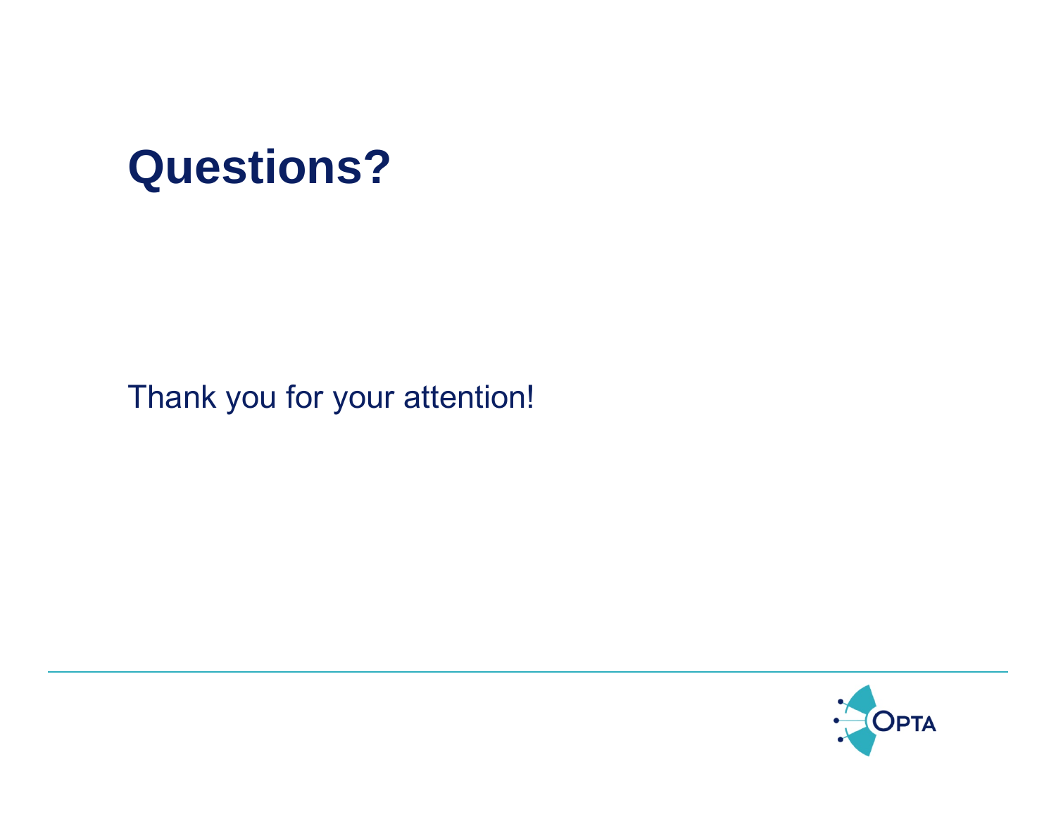# Questions?

Thank you for your attention!